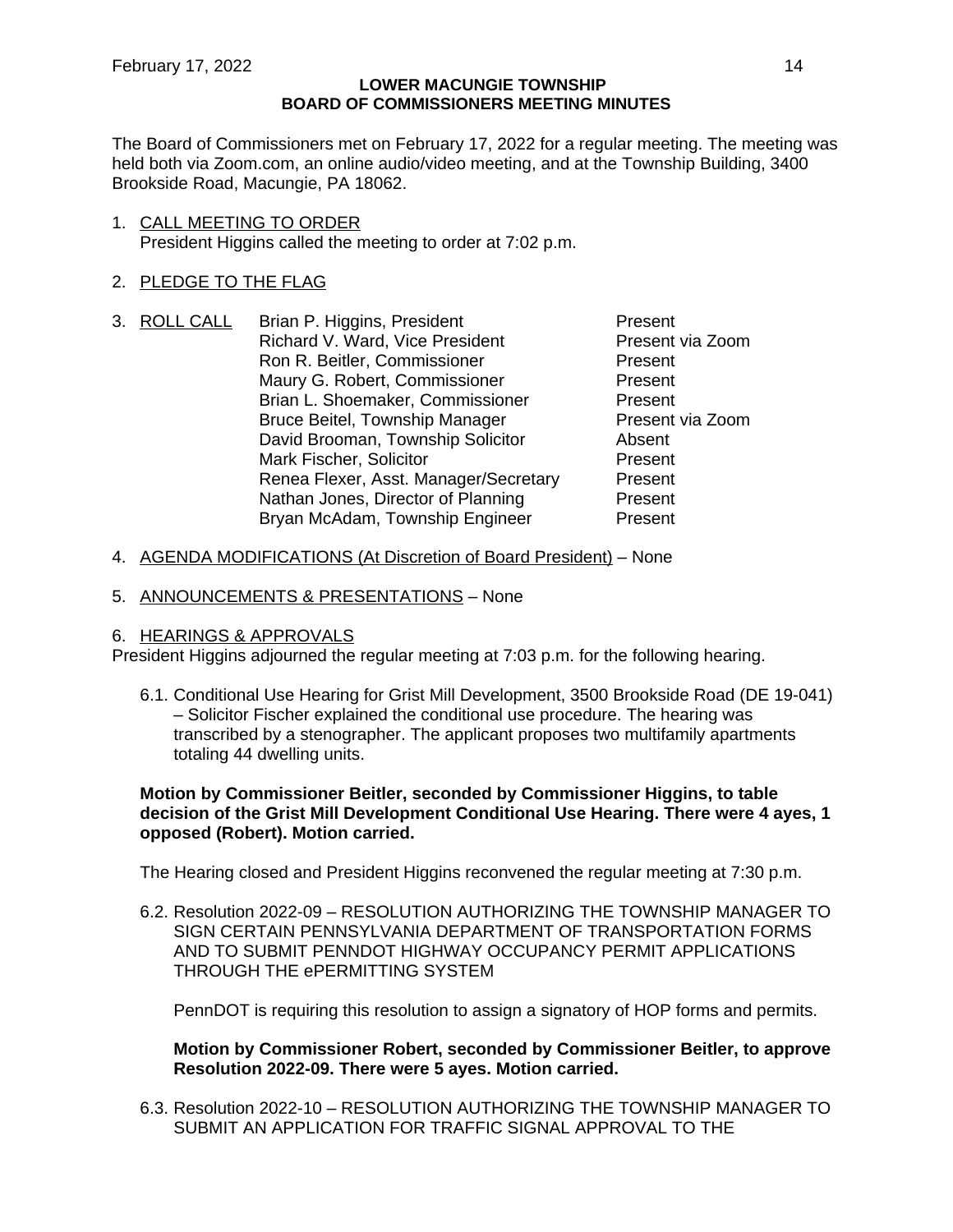# LOWER MACUNGIE TOWNSHIP
## BOARD OF COMMISSIONERS MEETING MINUTES

The Board of Commissioners met on February 17, 2022 for a regular meeting. The meeting was held both via Zoom.com, an online audio/video meeting, and at the Township Building, 3400 Brookside Road, Macungie, PA 18062.

1. CALL MEETING TO ORDER
   President Higgins called the meeting to order at 7:02 p.m.

2. PLEDGE TO THE FLAG

3. ROLL CALL

| | |
|---|---|
| Brian P. Higgins, President | Present |
| Richard V. Ward, Vice President | Present via Zoom |
| Ron R. Beitler, Commissioner | Present |
| Maury G. Robert, Commissioner | Present |
| Brian L. Shoemaker, Commissioner | Present |
| Bruce Beitel, Township Manager | Present via Zoom |
| David Brooman, Township Solicitor | Absent |
| Mark Fischer, Solicitor | Present |
| Renea Flexer, Asst. Manager/Secretary | Present |
| Nathan Jones, Director of Planning | Present |
| Bryan McAdam, Township Engineer | Present |

4. AGENDA MODIFICATIONS (At Discretion of Board President) – None

5. ANNOUNCEMENTS & PRESENTATIONS – None

6. HEARINGS & APPROVALS

President Higgins adjourned the regular meeting at 7:03 p.m. for the following hearing.

6.1. Conditional Use Hearing for Grist Mill Development, 3500 Brookside Road (DE 19-041) – Solicitor Fischer explained the conditional use procedure. The hearing was transcribed by a stenographer. The applicant proposes two multifamily apartments totaling 44 dwelling units.

**Motion by Commissioner Beitler, seconded by Commissioner Higgins, to table decision of the Grist Mill Development Conditional Use Hearing. There were 4 ayes, 1 opposed (Robert). Motion carried.**

The Hearing closed and President Higgins reconvened the regular meeting at 7:30 p.m.

6.2. Resolution 2022-09 – RESOLUTION AUTHORIZING THE TOWNSHIP MANAGER TO SIGN CERTAIN PENNSYLVANIA DEPARTMENT OF TRANSPORTATION FORMS AND TO SUBMIT PENNDOT HIGHWAY OCCUPANCY PERMIT APPLICATIONS THROUGH THE ePERMITTING SYSTEM

PennDOT is requiring this resolution to assign a signatory of HOP forms and permits.

**Motion by Commissioner Robert, seconded by Commissioner Beitler, to approve Resolution 2022-09. There were 5 ayes. Motion carried.**

6.3. Resolution 2022-10 – RESOLUTION AUTHORIZING THE TOWNSHIP MANAGER TO SUBMIT AN APPLICATION FOR TRAFFIC SIGNAL APPROVAL TO THE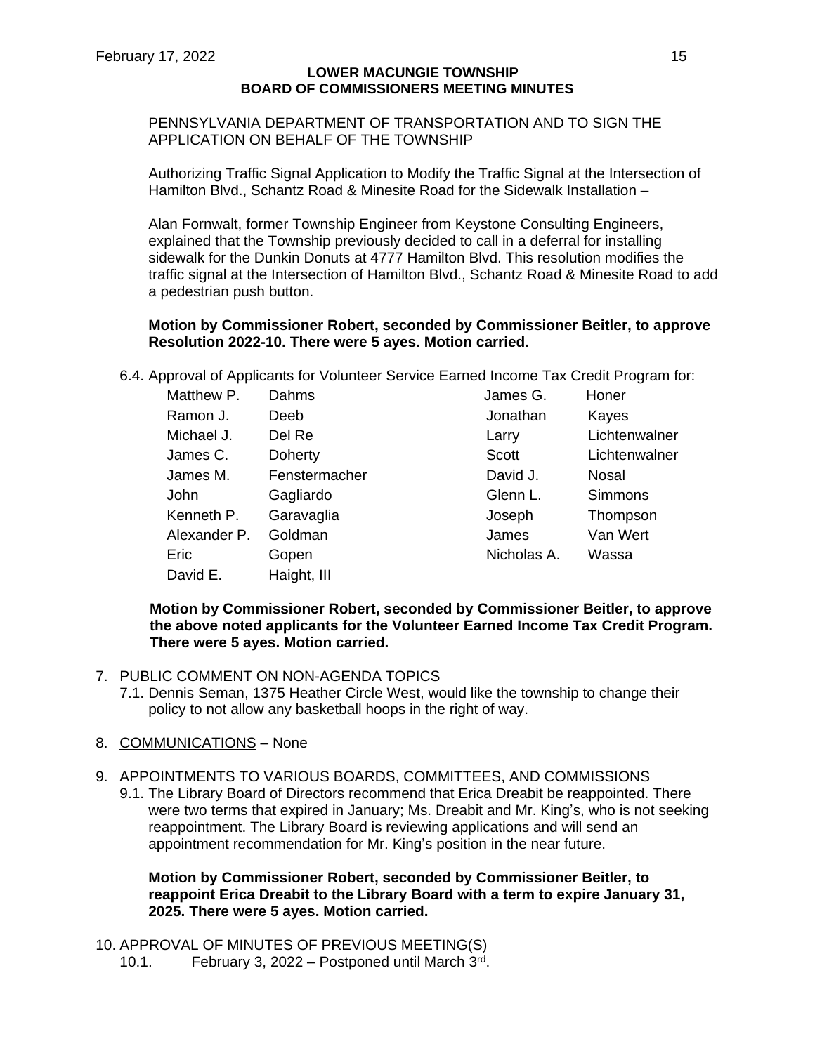PENNSYLVANIA DEPARTMENT OF TRANSPORTATION AND TO SIGN THE APPLICATION ON BEHALF OF THE TOWNSHIP

Authorizing Traffic Signal Application to Modify the Traffic Signal at the Intersection of Hamilton Blvd., Schantz Road & Minesite Road for the Sidewalk Installation –

Alan Fornwalt, former Township Engineer from Keystone Consulting Engineers, explained that the Township previously decided to call in a deferral for installing sidewalk for the Dunkin Donuts at 4777 Hamilton Blvd. This resolution modifies the traffic signal at the Intersection of Hamilton Blvd., Schantz Road & Minesite Road to add a pedestrian push button.

**Motion by Commissioner Robert, seconded by Commissioner Beitler, to approve Resolution 2022-10. There were 5 ayes. Motion carried.**

6.4. Approval of Applicants for Volunteer Service Earned Income Tax Credit Program for:

| | | | |
|---|---|---|---|
| Matthew P. | Dahms | James G. | Honer |
| Ramon J. | Deeb | Jonathan | Kayes |
| Michael J. | Del Re | Larry | Lichtenwalner |
| James C. | Doherty | Scott | Lichtenwalner |
| James M. | Fenstermacher | David J. | Nosal |
| John | Gagliardo | Glenn L. | Simmons |
| Kenneth P. | Garavaglia | Joseph | Thompson |
| Alexander P. | Goldman | James | Van Wert |
| Eric | Gopen | Nicholas A. | Wassa |
| David E. | Haight, III | | |

**Motion by Commissioner Robert, seconded by Commissioner Beitler, to approve the above noted applicants for the Volunteer Earned Income Tax Credit Program. There were 5 ayes. Motion carried.**

7. PUBLIC COMMENT ON NON-AGENDA TOPICS
   7.1. Dennis Seman, 1375 Heather Circle West, would like the township to change their policy to not allow any basketball hoops in the right of way.

8. COMMUNICATIONS – None

9. APPOINTMENTS TO VARIOUS BOARDS, COMMITTEES, AND COMMISSIONS
   9.1. The Library Board of Directors recommend that Erica Dreabit be reappointed. There were two terms that expired in January; Ms. Dreabit and Mr. King's, who is not seeking reappointment. The Library Board is reviewing applications and will send an appointment recommendation for Mr. King's position in the near future.

**Motion by Commissioner Robert, seconded by Commissioner Beitler, to reappoint Erica Dreabit to the Library Board with a term to expire January 31, 2025. There were 5 ayes. Motion carried.**

10. APPROVAL OF MINUTES OF PREVIOUS MEETING(S)
    10.1. February 3, 2022 – Postponed until March 3rd.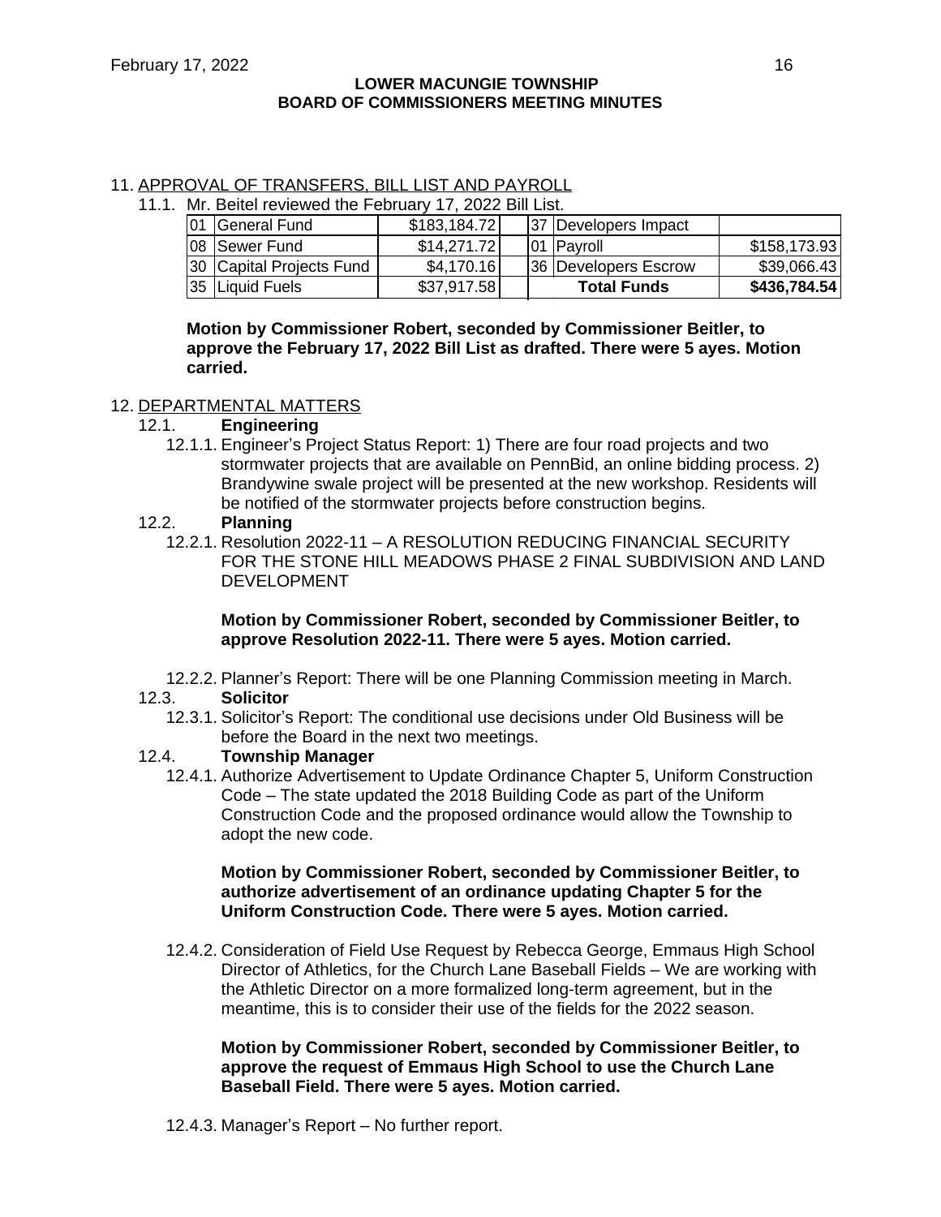**LOWER MACUNGIE TOWNSHIP**
**BOARD OF COMMISSIONERS MEETING MINUTES**

11. APPROVAL OF TRANSFERS, BILL LIST AND PAYROLL

11.1. Mr. Beitel reviewed the February 17, 2022 Bill List.

| | | | | | | |
|---|---|---|---|---|---|---|
| 01 | General Fund | $183,184.72 | | 37 | Developers Impact | |
| 08 | Sewer Fund | $14,271.72 | | 01 | Payroll | $158,173.93 |
| 30 | Capital Projects Fund | $4,170.16 | | 36 | Developers Escrow | $39,066.43 |
| 35 | Liquid Fuels | $37,917.58 | | | **Total Funds** | **$436,784.54** |

**Motion by Commissioner Robert, seconded by Commissioner Beitler, to approve the February 17, 2022 Bill List as drafted. There were 5 ayes. Motion carried.**

12. DEPARTMENTAL MATTERS

12.1. **Engineering**

12.1.1. Engineer's Project Status Report: 1) There are four road projects and two stormwater projects that are available on PennBid, an online bidding process. 2) Brandywine swale project will be presented at the new workshop. Residents will be notified of the stormwater projects before construction begins.

12.2. **Planning**

12.2.1. Resolution 2022-11 – A RESOLUTION REDUCING FINANCIAL SECURITY FOR THE STONE HILL MEADOWS PHASE 2 FINAL SUBDIVISION AND LAND DEVELOPMENT

**Motion by Commissioner Robert, seconded by Commissioner Beitler, to approve Resolution 2022-11. There were 5 ayes. Motion carried.**

12.2.2. Planner's Report: There will be one Planning Commission meeting in March.

12.3. **Solicitor**

12.3.1. Solicitor's Report: The conditional use decisions under Old Business will be before the Board in the next two meetings.

12.4. **Township Manager**

12.4.1. Authorize Advertisement to Update Ordinance Chapter 5, Uniform Construction Code – The state updated the 2018 Building Code as part of the Uniform Construction Code and the proposed ordinance would allow the Township to adopt the new code.

**Motion by Commissioner Robert, seconded by Commissioner Beitler, to authorize advertisement of an ordinance updating Chapter 5 for the Uniform Construction Code. There were 5 ayes. Motion carried.**

12.4.2. Consideration of Field Use Request by Rebecca George, Emmaus High School Director of Athletics, for the Church Lane Baseball Fields – We are working with the Athletic Director on a more formalized long-term agreement, but in the meantime, this is to consider their use of the fields for the 2022 season.

**Motion by Commissioner Robert, seconded by Commissioner Beitler, to approve the request of Emmaus High School to use the Church Lane Baseball Field. There were 5 ayes. Motion carried.**

12.4.3. Manager's Report – No further report.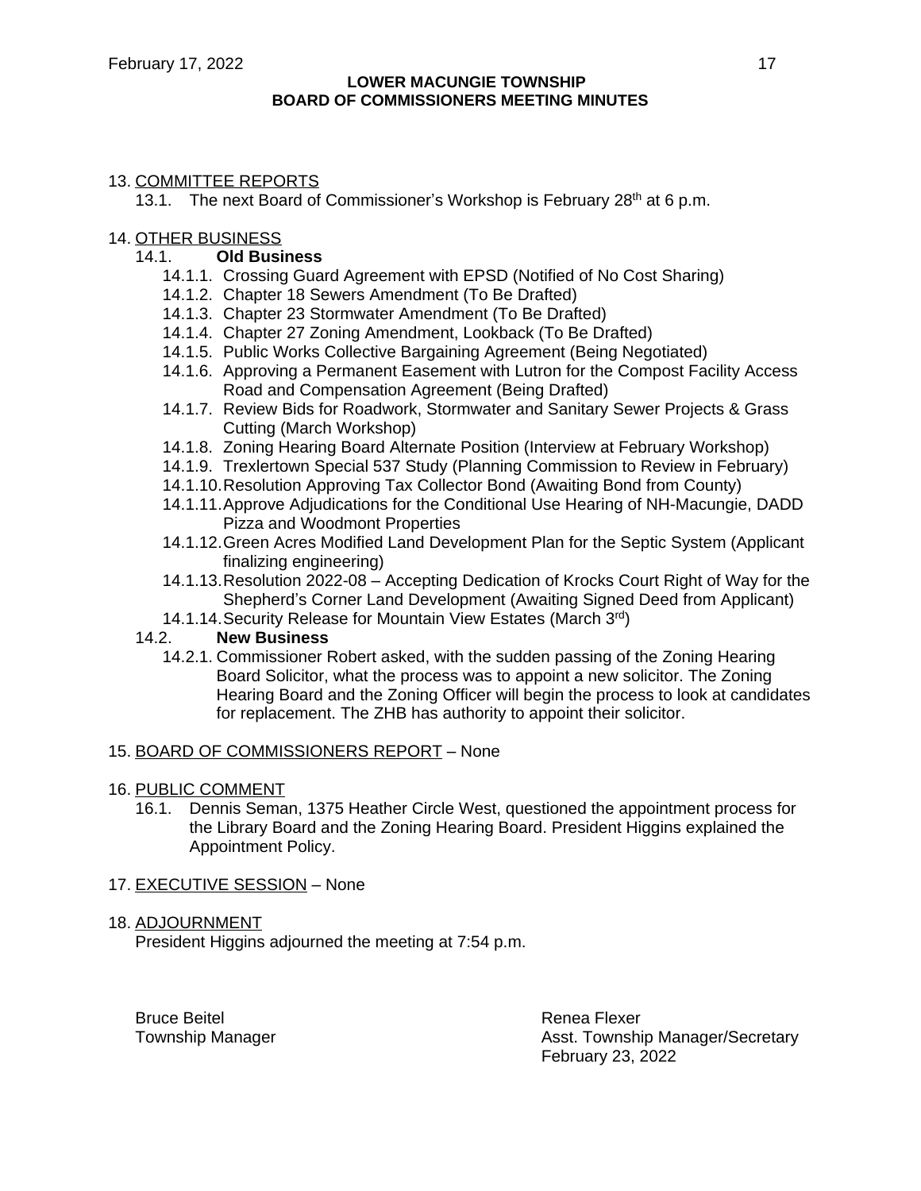13. COMMITTEE REPORTS
   13.1. The next Board of Commissioner's Workshop is February 28th at 6 p.m.

14. OTHER BUSINESS
   14.1. **Old Business**
      14.1.1. Crossing Guard Agreement with EPSD (Notified of No Cost Sharing)
      14.1.2. Chapter 18 Sewers Amendment (To Be Drafted)
      14.1.3. Chapter 23 Stormwater Amendment (To Be Drafted)
      14.1.4. Chapter 27 Zoning Amendment, Lookback (To Be Drafted)
      14.1.5. Public Works Collective Bargaining Agreement (Being Negotiated)
      14.1.6. Approving a Permanent Easement with Lutron for the Compost Facility Access Road and Compensation Agreement (Being Drafted)
      14.1.7. Review Bids for Roadwork, Stormwater and Sanitary Sewer Projects & Grass Cutting (March Workshop)
      14.1.8. Zoning Hearing Board Alternate Position (Interview at February Workshop)
      14.1.9. Trexlertown Special 537 Study (Planning Commission to Review in February)
      14.1.10. Resolution Approving Tax Collector Bond (Awaiting Bond from County)
      14.1.11. Approve Adjudications for the Conditional Use Hearing of NH-Macungie, DADD Pizza and Woodmont Properties
      14.1.12. Green Acres Modified Land Development Plan for the Septic System (Applicant finalizing engineering)
      14.1.13. Resolution 2022-08 – Accepting Dedication of Krocks Court Right of Way for the Shepherd's Corner Land Development (Awaiting Signed Deed from Applicant)
      14.1.14. Security Release for Mountain View Estates (March 3rd)
   14.2. **New Business**
      14.2.1. Commissioner Robert asked, with the sudden passing of the Zoning Hearing Board Solicitor, what the process was to appoint a new solicitor. The Zoning Hearing Board and the Zoning Officer will begin the process to look at candidates for replacement. The ZHB has authority to appoint their solicitor.

15. BOARD OF COMMISSIONERS REPORT – None

16. PUBLIC COMMENT
   16.1. Dennis Seman, 1375 Heather Circle West, questioned the appointment process for the Library Board and the Zoning Hearing Board. President Higgins explained the Appointment Policy.

17. EXECUTIVE SESSION – None

18. ADJOURNMENT
   President Higgins adjourned the meeting at 7:54 p.m.

Bruce Beitel
Township Manager

Renea Flexer
Asst. Township Manager/Secretary
February 23, 2022